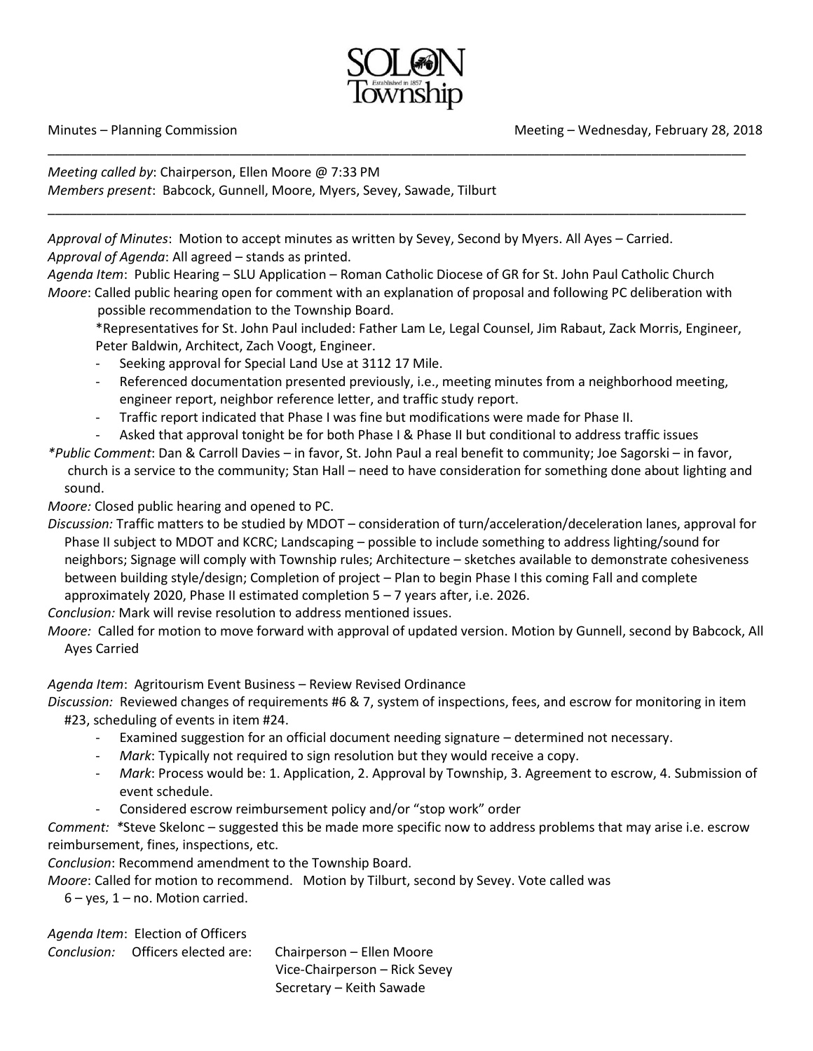# SOLON Township

Established in 1857

Minutes – Planning Commission Meeting – Wednesday, February 28, 2018

---

*Meeting called by*: Chairperson, Ellen Moore @ 7:33 PM
*Members present*: Babcock, Gunnell, Moore, Myers, Sevey, Sawade, Tilburt

---

*Approval of Minutes*: Motion to accept minutes as written by Sevey, Second by Myers. All Ayes – Carried.
*Approval of Agenda*: All agreed – stands as printed.
*Agenda Item*: Public Hearing – SLU Application – Roman Catholic Diocese of GR for St. John Paul Catholic Church
*Moore*: Called public hearing open for comment with an explanation of proposal and following PC deliberation with possible recommendation to the Township Board.

*Representatives for St. John Paul included: Father Lam Le, Legal Counsel, Jim Rabaut, Zack Morris, Engineer, Peter Baldwin, Architect, Zach Voogt, Engineer.

- Seeking approval for Special Land Use at 3112 17 Mile.
- Referenced documentation presented previously, i.e., meeting minutes from a neighborhood meeting, engineer report, neighbor reference letter, and traffic study report.
- Traffic report indicated that Phase I was fine but modifications were made for Phase II.
- Asked that approval tonight be for both Phase I & Phase II but conditional to address traffic issues

*\*Public Comment*: Dan & Carroll Davies – in favor, St. John Paul a real benefit to community; Joe Sagorski – in favor, church is a service to the community; Stan Hall – need to have consideration for something done about lighting and sound.

*Moore:* Closed public hearing and opened to PC.

*Discussion:* Traffic matters to be studied by MDOT – consideration of turn/acceleration/deceleration lanes, approval for Phase II subject to MDOT and KCRC; Landscaping – possible to include something to address lighting/sound for neighbors; Signage will comply with Township rules; Architecture – sketches available to demonstrate cohesiveness between building style/design; Completion of project – Plan to begin Phase I this coming Fall and complete approximately 2020, Phase II estimated completion 5 – 7 years after, i.e. 2026.

*Conclusion:* Mark will revise resolution to address mentioned issues.

*Moore:* Called for motion to move forward with approval of updated version. Motion by Gunnell, second by Babcock, All Ayes Carried

*Agenda Item*: Agritourism Event Business – Review Revised Ordinance

*Discussion:* Reviewed changes of requirements #6 & 7, system of inspections, fees, and escrow for monitoring in item #23, scheduling of events in item #24.

- Examined suggestion for an official document needing signature – determined not necessary.
- *Mark*: Typically not required to sign resolution but they would receive a copy.
- *Mark*: Process would be: 1. Application, 2. Approval by Township, 3. Agreement to escrow, 4. Submission of event schedule.
- Considered escrow reimbursement policy and/or "stop work" order

*Comment:* *Steve Skelonc – suggested this be made more specific now to address problems that may arise i.e. escrow reimbursement, fines, inspections, etc.

*Conclusion*: Recommend amendment to the Township Board.

*Moore*: Called for motion to recommend. Motion by Tilburt, second by Sevey. Vote called was 6 – yes, 1 – no. Motion carried.

*Agenda Item*: Election of Officers

*Conclusion:* Officers elected are:
Chairperson – Ellen Moore
Vice-Chairperson – Rick Sevey
Secretary – Keith Sawade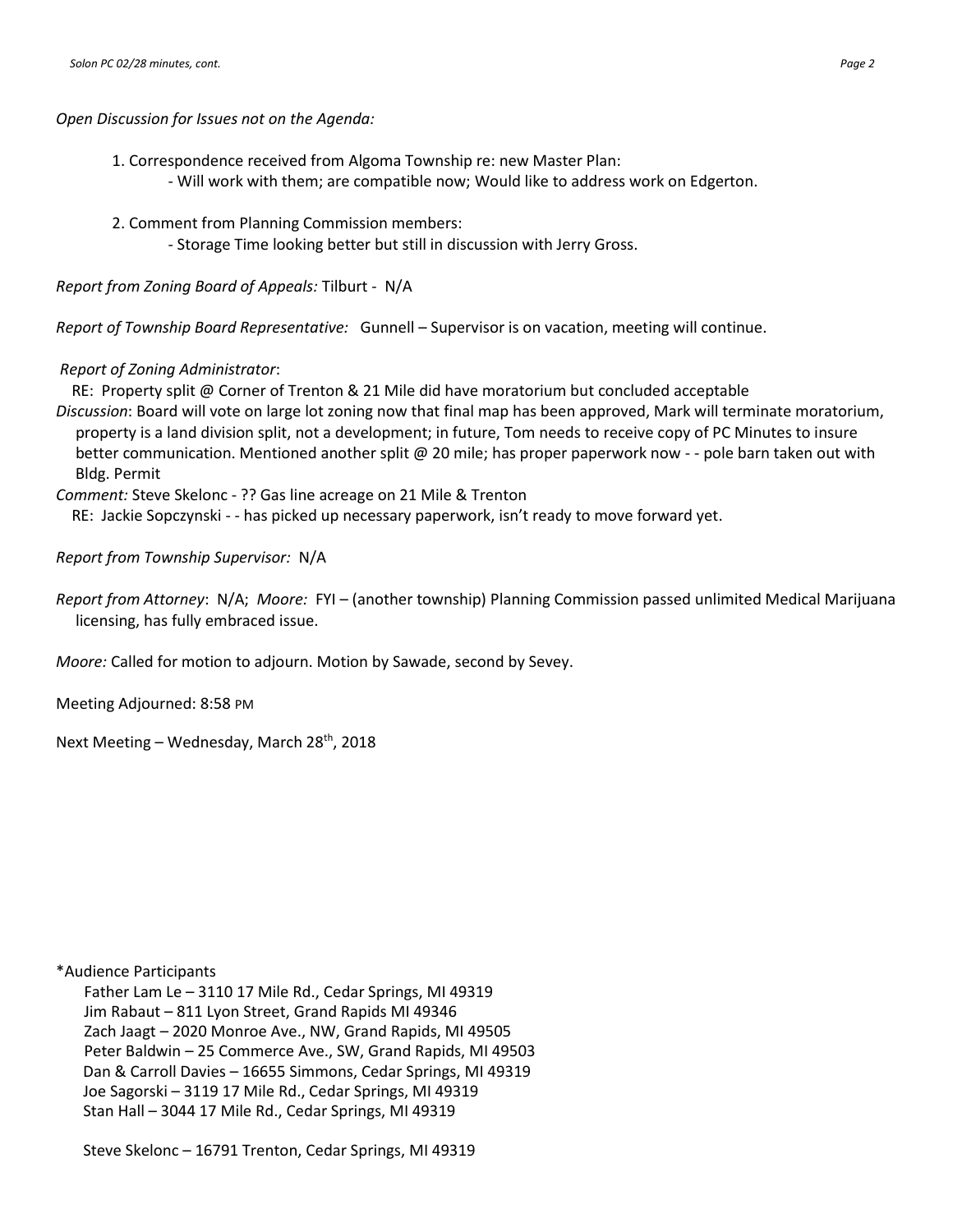*Open Discussion for Issues not on the Agenda:*

1. Correspondence received from Algoma Township re: new Master Plan:
   - Will work with them; are compatible now; Would like to address work on Edgerton.

2. Comment from Planning Commission members:
   - Storage Time looking better but still in discussion with Jerry Gross.

*Report from Zoning Board of Appeals:* Tilburt - N/A

*Report of Township Board Representative:* Gunnell – Supervisor is on vacation, meeting will continue.

*Report of Zoning Administrator*:
RE: Property split @ Corner of Trenton & 21 Mile did have moratorium but concluded acceptable

*Discussion*: Board will vote on large lot zoning now that final map has been approved, Mark will terminate moratorium, property is a land division split, not a development; in future, Tom needs to receive copy of PC Minutes to insure better communication. Mentioned another split @ 20 mile; has proper paperwork now - - pole barn taken out with Bldg. Permit

*Comment:* Steve Skelonc - ?? Gas line acreage on 21 Mile & Trenton
RE: Jackie Sopczynski - - has picked up necessary paperwork, isn't ready to move forward yet.

*Report from Township Supervisor:* N/A

*Report from Attorney*: N/A; *Moore:* FYI – (another township) Planning Commission passed unlimited Medical Marijuana licensing, has fully embraced issue.

*Moore:* Called for motion to adjourn. Motion by Sawade, second by Sevey.

Meeting Adjourned: 8:58 PM

Next Meeting – Wednesday, March 28th, 2018

*Audience Participants

Father Lam Le – 3110 17 Mile Rd., Cedar Springs, MI 49319
Jim Rabaut – 811 Lyon Street, Grand Rapids MI 49346
Zach Jaagt – 2020 Monroe Ave., NW, Grand Rapids, MI 49505
Peter Baldwin – 25 Commerce Ave., SW, Grand Rapids, MI 49503
Dan & Carroll Davies – 16655 Simmons, Cedar Springs, MI 49319
Joe Sagorski – 3119 17 Mile Rd., Cedar Springs, MI 49319
Stan Hall – 3044 17 Mile Rd., Cedar Springs, MI 49319

Steve Skelonc – 16791 Trenton, Cedar Springs, MI 49319